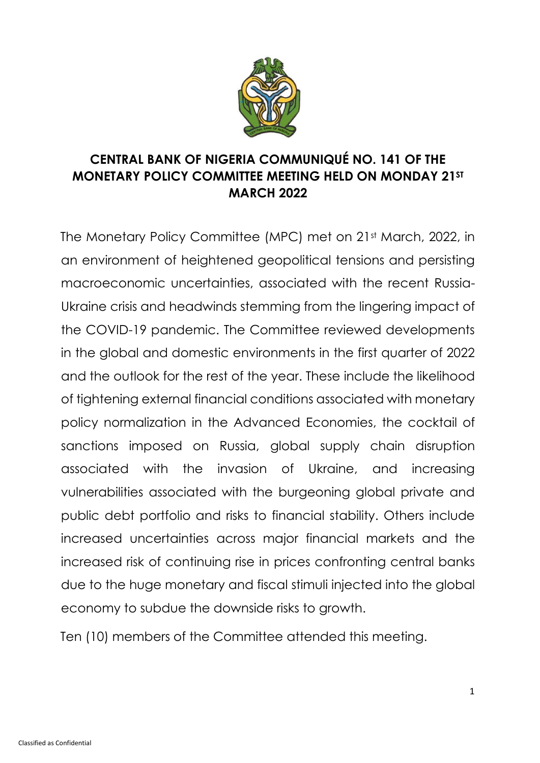# CENTRAL BANK OF NIGERIA COMMUNIQUÉ NO. 141 OF THE MONETARY POLICY COMMITTEE MEETING HELD ON MONDAY 21ST MARCH 2022

The Monetary Policy Committee (MPC) met on 21st March, 2022, in an environment of heightened geopolitical tensions and persisting macroeconomic uncertainties, associated with the recent Russia-Ukraine crisis and headwinds stemming from the lingering impact of the COVID-19 pandemic. The Committee reviewed developments in the global and domestic environments in the first quarter of 2022 and the outlook for the rest of the year. These include the likelihood of tightening external financial conditions associated with monetary policy normalization in the Advanced Economies, the cocktail of sanctions imposed on Russia, global supply chain disruption associated with the invasion of Ukraine, and increasing vulnerabilities associated with the burgeoning global private and public debt portfolio and risks to financial stability. Others include increased uncertainties across major financial markets and the increased risk of continuing rise in prices confronting central banks due to the huge monetary and fiscal stimuli injected into the global economy to subdue the downside risks to growth.

Ten (10) members of the Committee attended this meeting.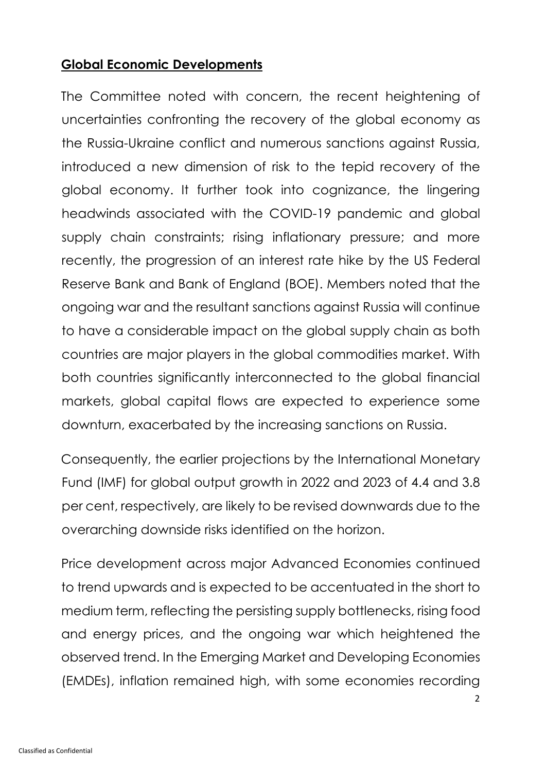## **Global Economic Developments**

The Committee noted with concern, the recent heightening of uncertainties confronting the recovery of the global economy as the Russia-Ukraine conflict and numerous sanctions against Russia, introduced a new dimension of risk to the tepid recovery of the global economy. It further took into cognizance, the lingering headwinds associated with the COVID-19 pandemic and global supply chain constraints; rising inflationary pressure; and more recently, the progression of an interest rate hike by the US Federal Reserve Bank and Bank of England (BOE). Members noted that the ongoing war and the resultant sanctions against Russia will continue to have a considerable impact on the global supply chain as both countries are major players in the global commodities market. With both countries significantly interconnected to the global financial markets, global capital flows are expected to experience some downturn, exacerbated by the increasing sanctions on Russia.

Consequently, the earlier projections by the International Monetary Fund (IMF) for global output growth in 2022 and 2023 of 4.4 and 3.8 per cent, respectively, are likely to be revised downwards due to the overarching downside risks identified on the horizon.

Price development across major Advanced Economies continued to trend upwards and is expected to be accentuated in the short to medium term, reflecting the persisting supply bottlenecks, rising food and energy prices, and the ongoing war which heightened the observed trend. In the Emerging Market and Developing Economies (EMDEs), inflation remained high, with some economies recording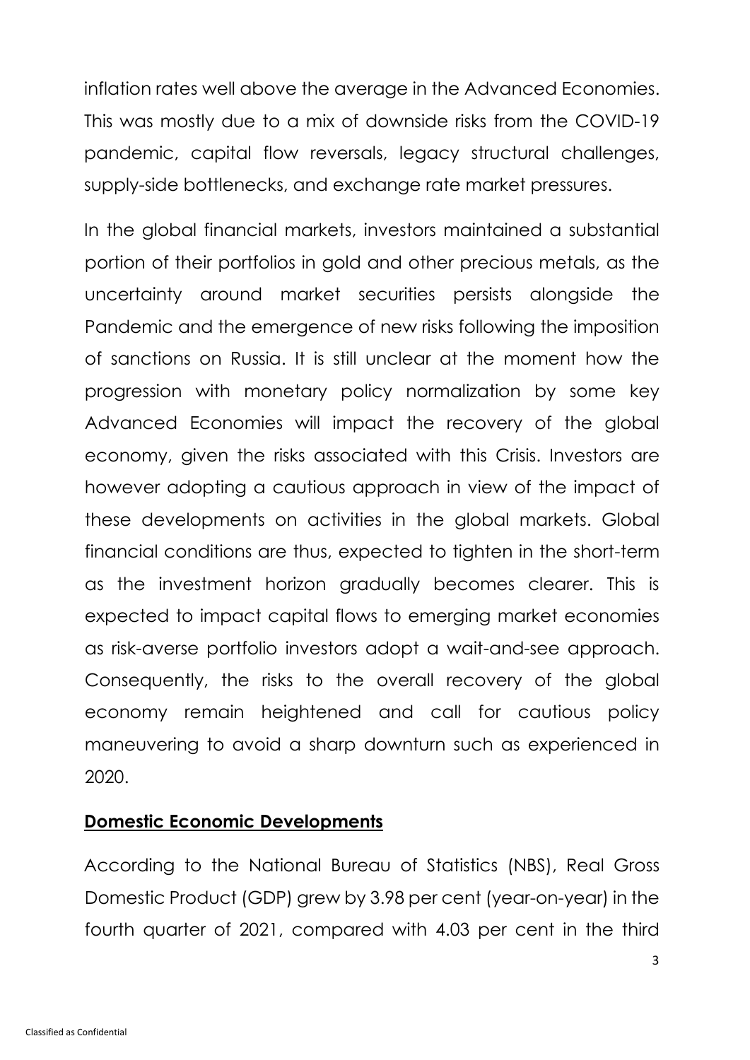inflation rates well above the average in the Advanced Economies. This was mostly due to a mix of downside risks from the COVID-19 pandemic, capital flow reversals, legacy structural challenges, supply-side bottlenecks, and exchange rate market pressures.

In the global financial markets, investors maintained a substantial portion of their portfolios in gold and other precious metals, as the uncertainty around market securities persists alongside the Pandemic and the emergence of new risks following the imposition of sanctions on Russia. It is still unclear at the moment how the progression with monetary policy normalization by some key Advanced Economies will impact the recovery of the global economy, given the risks associated with this Crisis. Investors are however adopting a cautious approach in view of the impact of these developments on activities in the global markets. Global financial conditions are thus, expected to tighten in the short-term as the investment horizon gradually becomes clearer. This is expected to impact capital flows to emerging market economies as risk-averse portfolio investors adopt a wait-and-see approach. Consequently, the risks to the overall recovery of the global economy remain heightened and call for cautious policy maneuvering to avoid a sharp downturn such as experienced in 2020.

## **Domestic Economic Developments**

According to the National Bureau of Statistics (NBS), Real Gross Domestic Product (GDP) grew by 3.98 per cent (year-on-year) in the fourth quarter of 2021, compared with 4.03 per cent in the third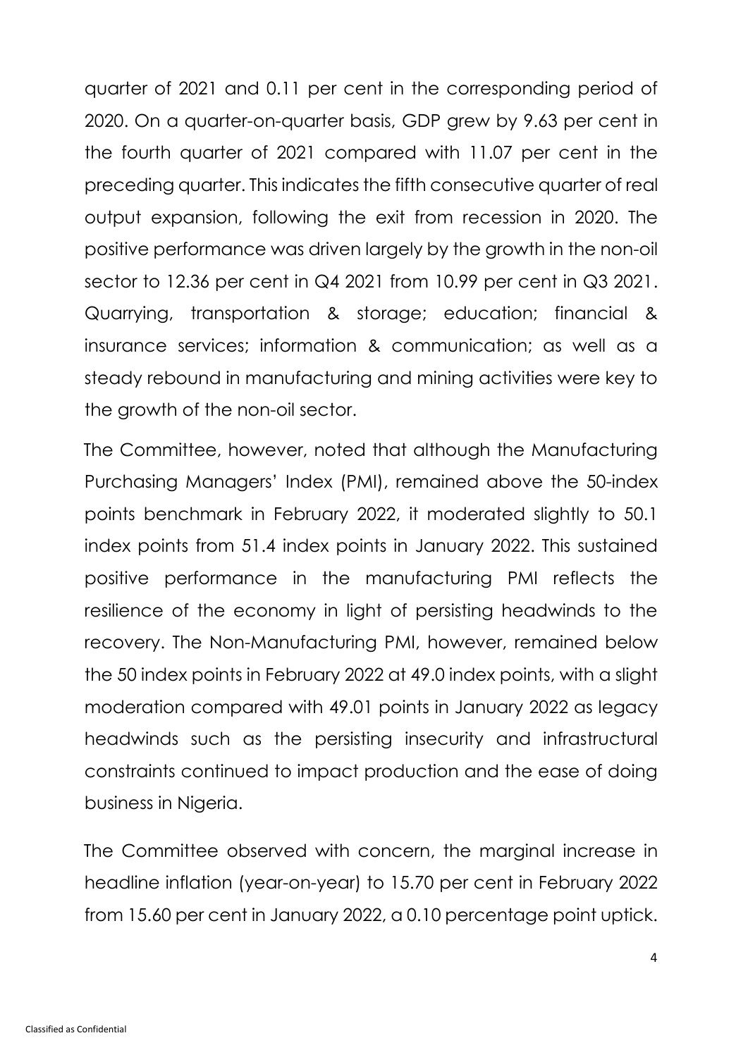quarter of 2021 and 0.11 per cent in the corresponding period of 2020. On a quarter-on-quarter basis, GDP grew by 9.63 per cent in the fourth quarter of 2021 compared with 11.07 per cent in the preceding quarter. This indicates the fifth consecutive quarter of real output expansion, following the exit from recession in 2020. The positive performance was driven largely by the growth in the non-oil sector to 12.36 per cent in Q4 2021 from 10.99 per cent in Q3 2021. Quarrying, transportation & storage; education; financial & insurance services; information & communication; as well as a steady rebound in manufacturing and mining activities were key to the growth of the non-oil sector.

The Committee, however, noted that although the Manufacturing Purchasing Managers' Index (PMI), remained above the 50-index points benchmark in February 2022, it moderated slightly to 50.1 index points from 51.4 index points in January 2022. This sustained positive performance in the manufacturing PMI reflects the resilience of the economy in light of persisting headwinds to the recovery. The Non-Manufacturing PMI, however, remained below the 50 index points in February 2022 at 49.0 index points, with a slight moderation compared with 49.01 points in January 2022 as legacy headwinds such as the persisting insecurity and infrastructural constraints continued to impact production and the ease of doing business in Nigeria.

The Committee observed with concern, the marginal increase in headline inflation (year-on-year) to 15.70 per cent in February 2022 from 15.60 per cent in January 2022, a 0.10 percentage point uptick.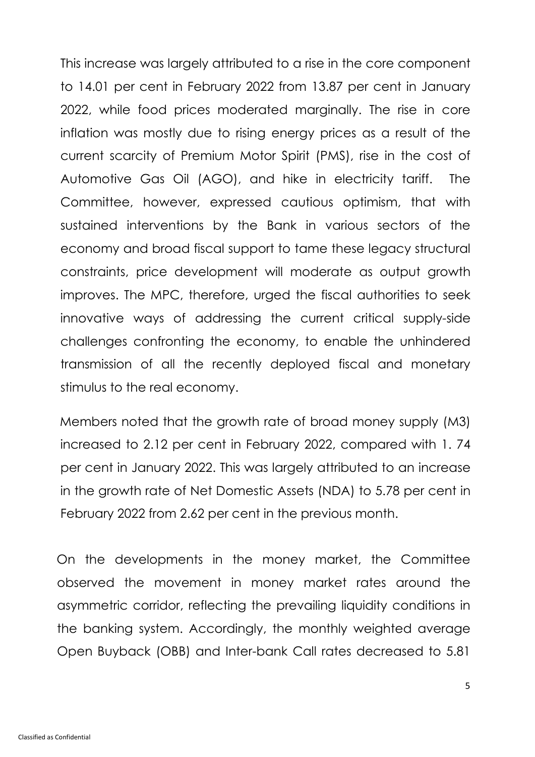This increase was largely attributed to a rise in the core component to 14.01 per cent in February 2022 from 13.87 per cent in January 2022, while food prices moderated marginally. The rise in core inflation was mostly due to rising energy prices as a result of the current scarcity of Premium Motor Spirit (PMS), rise in the cost of Automotive Gas Oil (AGO), and hike in electricity tariff. The Committee, however, expressed cautious optimism, that with sustained interventions by the Bank in various sectors of the economy and broad fiscal support to tame these legacy structural constraints, price development will moderate as output growth improves. The MPC, therefore, urged the fiscal authorities to seek innovative ways of addressing the current critical supply-side challenges confronting the economy, to enable the unhindered transmission of all the recently deployed fiscal and monetary stimulus to the real economy.

Members noted that the growth rate of broad money supply (M3) increased to 2.12 per cent in February 2022, compared with 1. 74 per cent in January 2022. This was largely attributed to an increase in the growth rate of Net Domestic Assets (NDA) to 5.78 per cent in February 2022 from 2.62 per cent in the previous month.

On the developments in the money market, the Committee observed the movement in money market rates around the asymmetric corridor, reflecting the prevailing liquidity conditions in the banking system. Accordingly, the monthly weighted average Open Buyback (OBB) and Inter-bank Call rates decreased to 5.81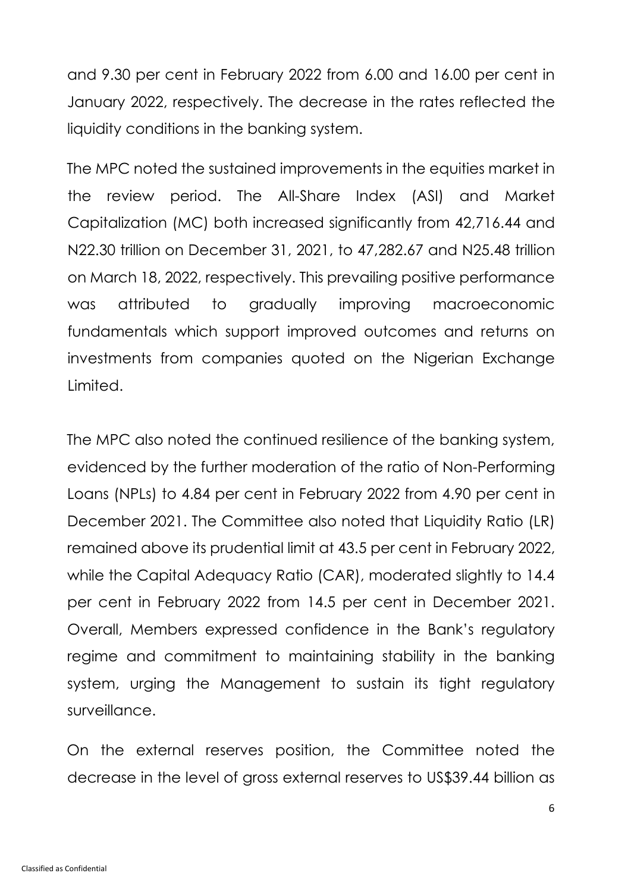and 9.30 per cent in February 2022 from 6.00 and 16.00 per cent in January 2022, respectively. The decrease in the rates reflected the liquidity conditions in the banking system.

The MPC noted the sustained improvements in the equities market in the review period. The All-Share Index (ASI) and Market Capitalization (MC) both increased significantly from 42,716.44 and N22.30 trillion on December 31, 2021, to 47,282.67 and N25.48 trillion on March 18, 2022, respectively. This prevailing positive performance was attributed to gradually improving macroeconomic fundamentals which support improved outcomes and returns on investments from companies quoted on the Nigerian Exchange Limited.

The MPC also noted the continued resilience of the banking system, evidenced by the further moderation of the ratio of Non-Performing Loans (NPLs) to 4.84 per cent in February 2022 from 4.90 per cent in December 2021. The Committee also noted that Liquidity Ratio (LR) remained above its prudential limit at 43.5 per cent in February 2022, while the Capital Adequacy Ratio (CAR), moderated slightly to 14.4 per cent in February 2022 from 14.5 per cent in December 2021. Overall, Members expressed confidence in the Bank's regulatory regime and commitment to maintaining stability in the banking system, urging the Management to sustain its tight regulatory surveillance.

On the external reserves position, the Committee noted the decrease in the level of gross external reserves to US$39.44 billion as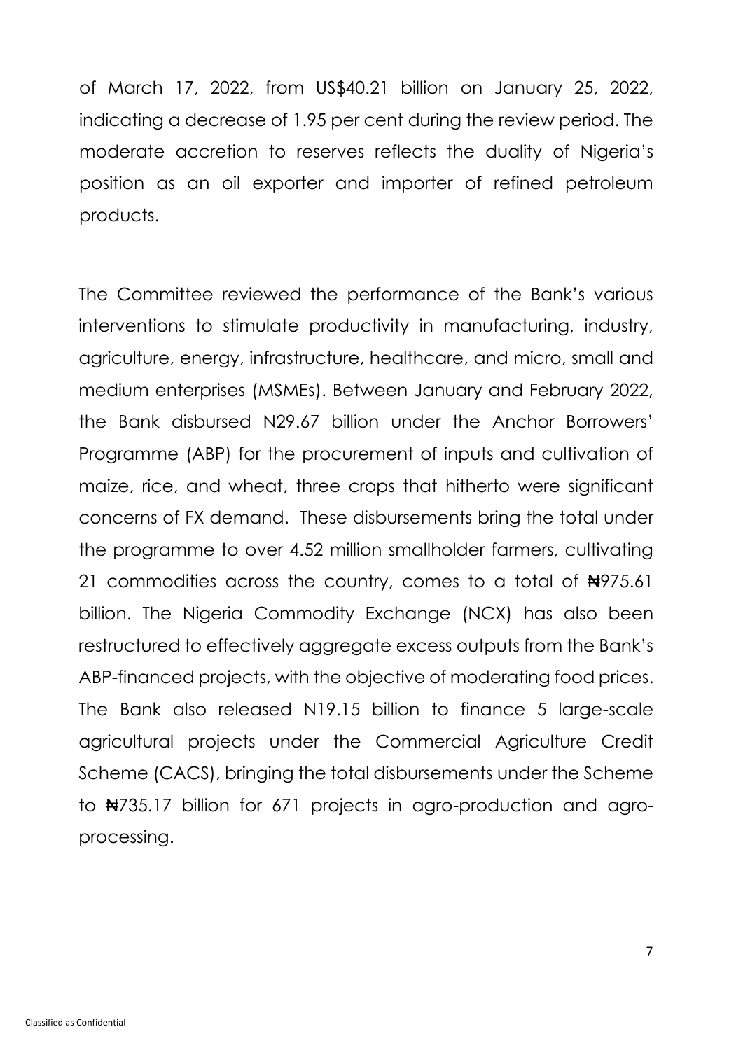of March 17, 2022, from US$40.21 billion on January 25, 2022, indicating a decrease of 1.95 per cent during the review period. The moderate accretion to reserves reflects the duality of Nigeria's position as an oil exporter and importer of refined petroleum products.

The Committee reviewed the performance of the Bank's various interventions to stimulate productivity in manufacturing, industry, agriculture, energy, infrastructure, healthcare, and micro, small and medium enterprises (MSMEs). Between January and February 2022, the Bank disbursed N29.67 billion under the Anchor Borrowers' Programme (ABP) for the procurement of inputs and cultivation of maize, rice, and wheat, three crops that hitherto were significant concerns of FX demand. These disbursements bring the total under the programme to over 4.52 million smallholder farmers, cultivating 21 commodities across the country, comes to a total of ₦975.61 billion. The Nigeria Commodity Exchange (NCX) has also been restructured to effectively aggregate excess outputs from the Bank's ABP-financed projects, with the objective of moderating food prices. The Bank also released N19.15 billion to finance 5 large-scale agricultural projects under the Commercial Agriculture Credit Scheme (CACS), bringing the total disbursements under the Scheme to ₦735.17 billion for 671 projects in agro-production and agro-processing.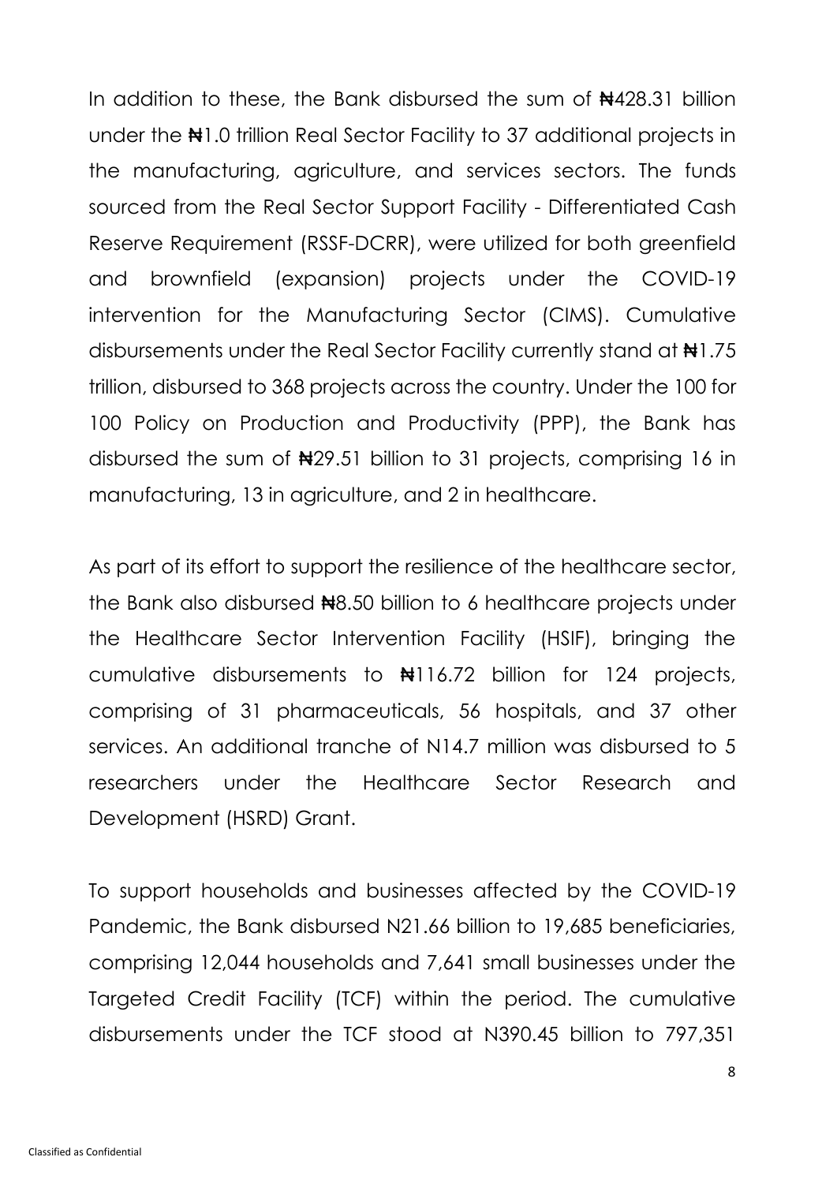In addition to these, the Bank disbursed the sum of ₦428.31 billion under the ₦1.0 trillion Real Sector Facility to 37 additional projects in the manufacturing, agriculture, and services sectors. The funds sourced from the Real Sector Support Facility - Differentiated Cash Reserve Requirement (RSSF-DCRR), were utilized for both greenfield and brownfield (expansion) projects under the COVID-19 intervention for the Manufacturing Sector (CIMS). Cumulative disbursements under the Real Sector Facility currently stand at ₦1.75 trillion, disbursed to 368 projects across the country. Under the 100 for 100 Policy on Production and Productivity (PPP), the Bank has disbursed the sum of ₦29.51 billion to 31 projects, comprising 16 in manufacturing, 13 in agriculture, and 2 in healthcare.

As part of its effort to support the resilience of the healthcare sector, the Bank also disbursed ₦8.50 billion to 6 healthcare projects under the Healthcare Sector Intervention Facility (HSIF), bringing the cumulative disbursements to ₦116.72 billion for 124 projects, comprising of 31 pharmaceuticals, 56 hospitals, and 37 other services. An additional tranche of N14.7 million was disbursed to 5 researchers under the Healthcare Sector Research and Development (HSRD) Grant.

To support households and businesses affected by the COVID-19 Pandemic, the Bank disbursed N21.66 billion to 19,685 beneficiaries, comprising 12,044 households and 7,641 small businesses under the Targeted Credit Facility (TCF) within the period. The cumulative disbursements under the TCF stood at N390.45 billion to 797,351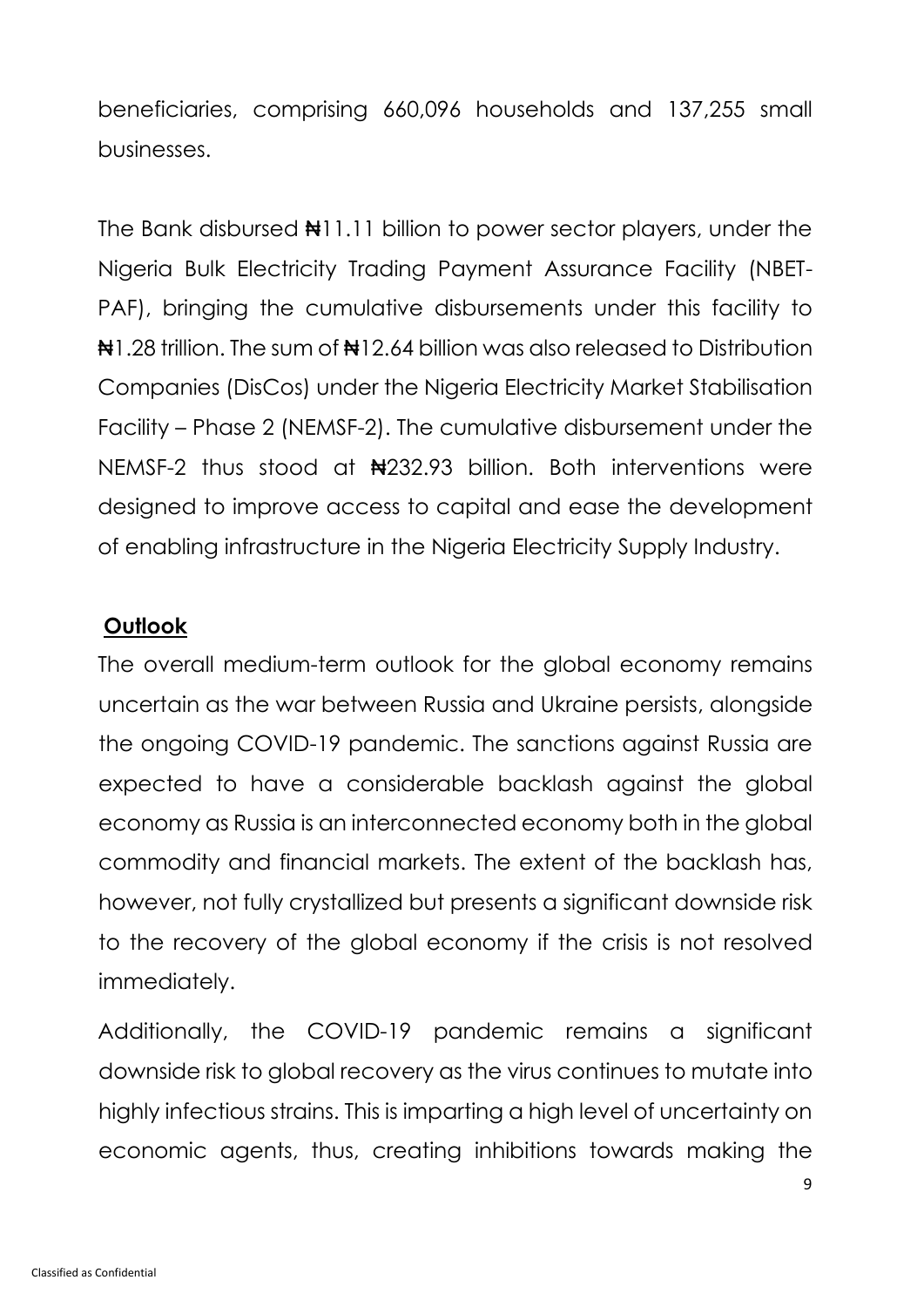beneficiaries, comprising 660,096 households and 137,255 small businesses.

The Bank disbursed ₦11.11 billion to power sector players, under the Nigeria Bulk Electricity Trading Payment Assurance Facility (NBET-PAF), bringing the cumulative disbursements under this facility to ₦1.28 trillion. The sum of ₦12.64 billion was also released to Distribution Companies (DisCos) under the Nigeria Electricity Market Stabilisation Facility – Phase 2 (NEMSF-2). The cumulative disbursement under the NEMSF-2 thus stood at ₦232.93 billion. Both interventions were designed to improve access to capital and ease the development of enabling infrastructure in the Nigeria Electricity Supply Industry.

**Outlook**

The overall medium-term outlook for the global economy remains uncertain as the war between Russia and Ukraine persists, alongside the ongoing COVID-19 pandemic. The sanctions against Russia are expected to have a considerable backlash against the global economy as Russia is an interconnected economy both in the global commodity and financial markets. The extent of the backlash has, however, not fully crystallized but presents a significant downside risk to the recovery of the global economy if the crisis is not resolved immediately.

Additionally, the COVID-19 pandemic remains a significant downside risk to global recovery as the virus continues to mutate into highly infectious strains. This is imparting a high level of uncertainty on economic agents, thus, creating inhibitions towards making the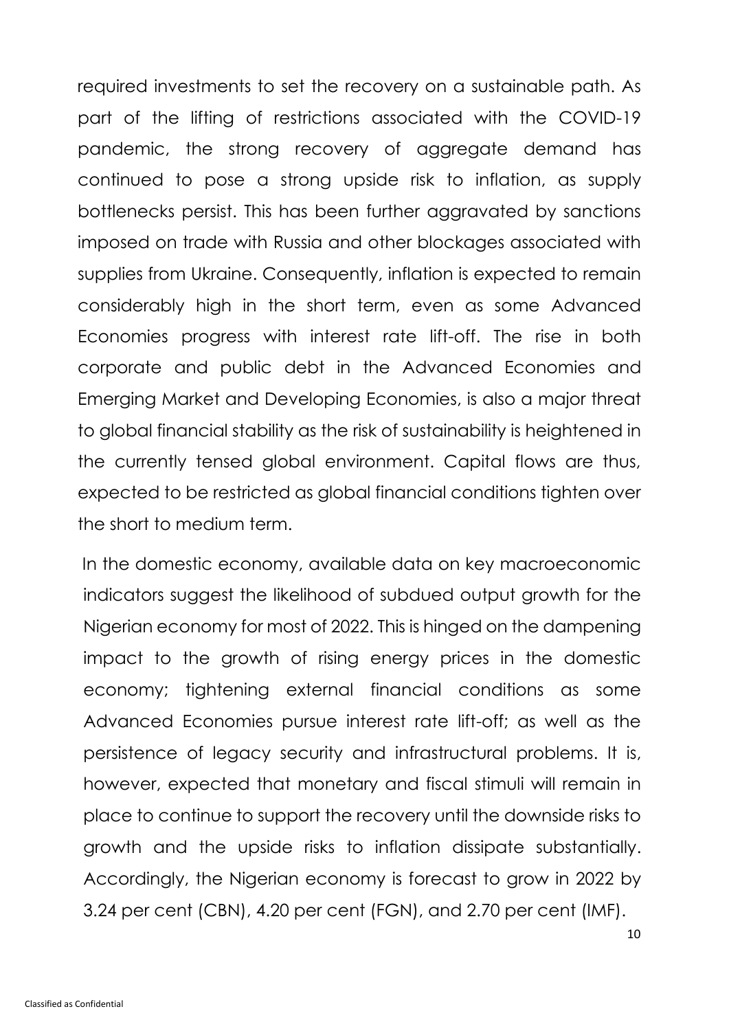required investments to set the recovery on a sustainable path. As part of the lifting of restrictions associated with the COVID-19 pandemic, the strong recovery of aggregate demand has continued to pose a strong upside risk to inflation, as supply bottlenecks persist. This has been further aggravated by sanctions imposed on trade with Russia and other blockages associated with supplies from Ukraine. Consequently, inflation is expected to remain considerably high in the short term, even as some Advanced Economies progress with interest rate lift-off. The rise in both corporate and public debt in the Advanced Economies and Emerging Market and Developing Economies, is also a major threat to global financial stability as the risk of sustainability is heightened in the currently tensed global environment. Capital flows are thus, expected to be restricted as global financial conditions tighten over the short to medium term.

In the domestic economy, available data on key macroeconomic indicators suggest the likelihood of subdued output growth for the Nigerian economy for most of 2022. This is hinged on the dampening impact to the growth of rising energy prices in the domestic economy; tightening external financial conditions as some Advanced Economies pursue interest rate lift-off; as well as the persistence of legacy security and infrastructural problems. It is, however, expected that monetary and fiscal stimuli will remain in place to continue to support the recovery until the downside risks to growth and the upside risks to inflation dissipate substantially. Accordingly, the Nigerian economy is forecast to grow in 2022 by 3.24 per cent (CBN), 4.20 per cent (FGN), and 2.70 per cent (IMF).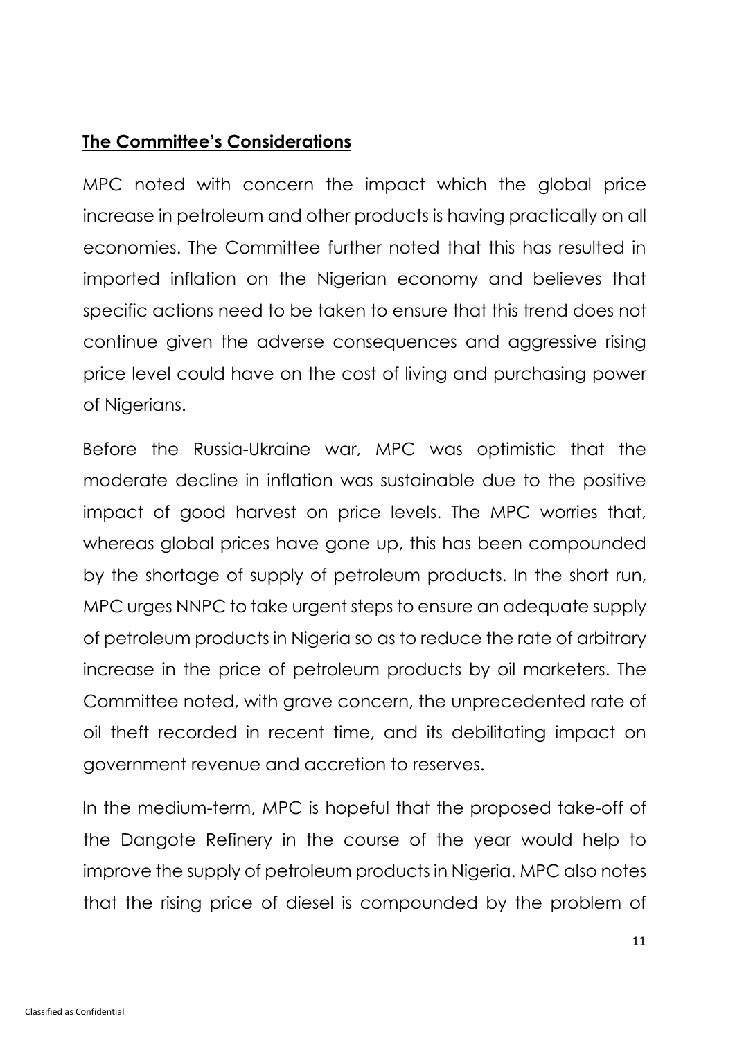## **The Committee's Considerations**

MPC noted with concern the impact which the global price increase in petroleum and other products is having practically on all economies. The Committee further noted that this has resulted in imported inflation on the Nigerian economy and believes that specific actions need to be taken to ensure that this trend does not continue given the adverse consequences and aggressive rising price level could have on the cost of living and purchasing power of Nigerians.

Before the Russia-Ukraine war, MPC was optimistic that the moderate decline in inflation was sustainable due to the positive impact of good harvest on price levels. The MPC worries that, whereas global prices have gone up, this has been compounded by the shortage of supply of petroleum products. In the short run, MPC urges NNPC to take urgent steps to ensure an adequate supply of petroleum products in Nigeria so as to reduce the rate of arbitrary increase in the price of petroleum products by oil marketers. The Committee noted, with grave concern, the unprecedented rate of oil theft recorded in recent time, and its debilitating impact on government revenue and accretion to reserves.

In the medium-term, MPC is hopeful that the proposed take-off of the Dangote Refinery in the course of the year would help to improve the supply of petroleum products in Nigeria. MPC also notes that the rising price of diesel is compounded by the problem of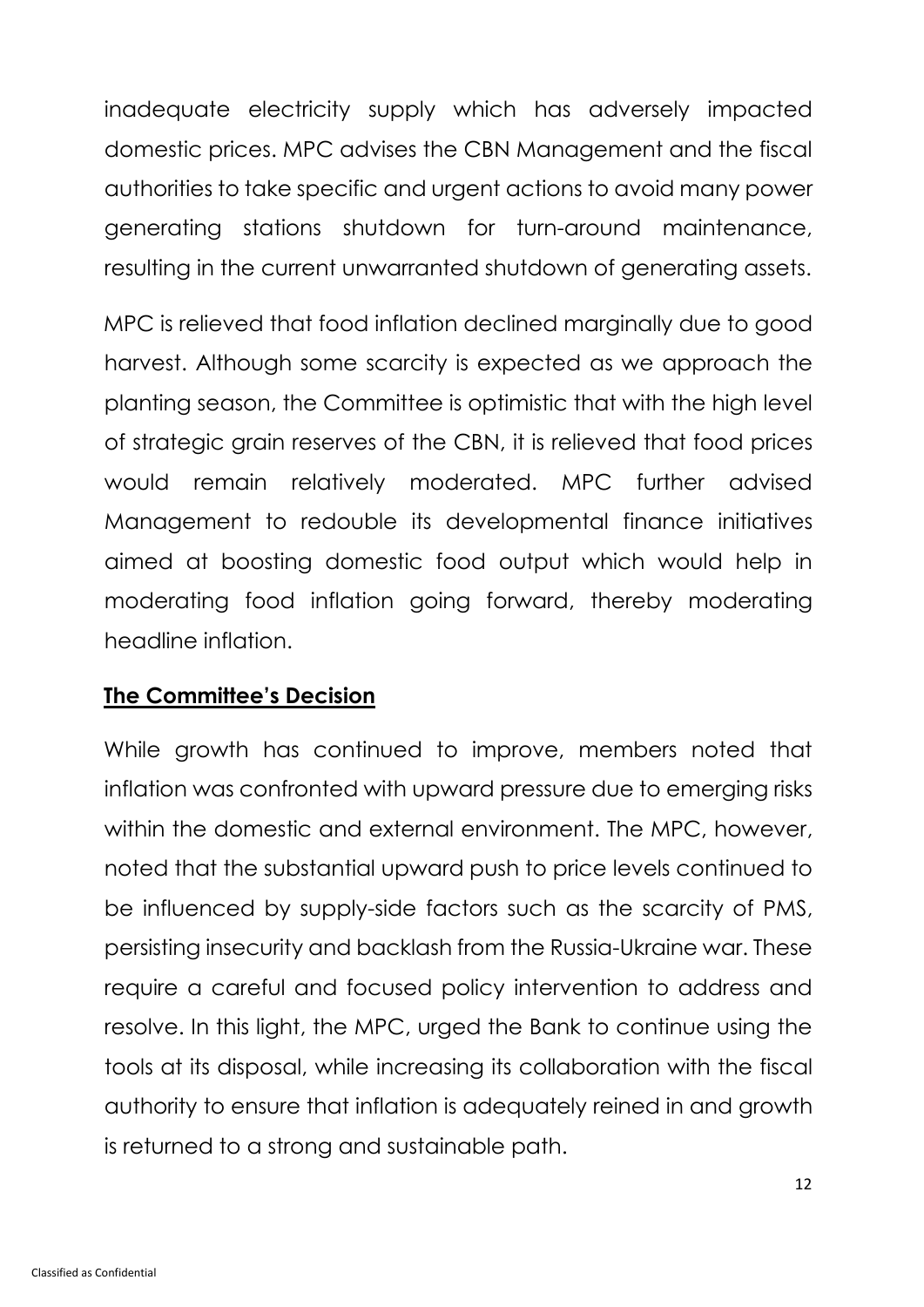inadequate electricity supply which has adversely impacted domestic prices. MPC advises the CBN Management and the fiscal authorities to take specific and urgent actions to avoid many power generating stations shutdown for turn-around maintenance, resulting in the current unwarranted shutdown of generating assets.

MPC is relieved that food inflation declined marginally due to good harvest. Although some scarcity is expected as we approach the planting season, the Committee is optimistic that with the high level of strategic grain reserves of the CBN, it is relieved that food prices would remain relatively moderated. MPC further advised Management to redouble its developmental finance initiatives aimed at boosting domestic food output which would help in moderating food inflation going forward, thereby moderating headline inflation.

## The Committee's Decision

While growth has continued to improve, members noted that inflation was confronted with upward pressure due to emerging risks within the domestic and external environment. The MPC, however, noted that the substantial upward push to price levels continued to be influenced by supply-side factors such as the scarcity of PMS, persisting insecurity and backlash from the Russia-Ukraine war. These require a careful and focused policy intervention to address and resolve. In this light, the MPC, urged the Bank to continue using the tools at its disposal, while increasing its collaboration with the fiscal authority to ensure that inflation is adequately reined in and growth is returned to a strong and sustainable path.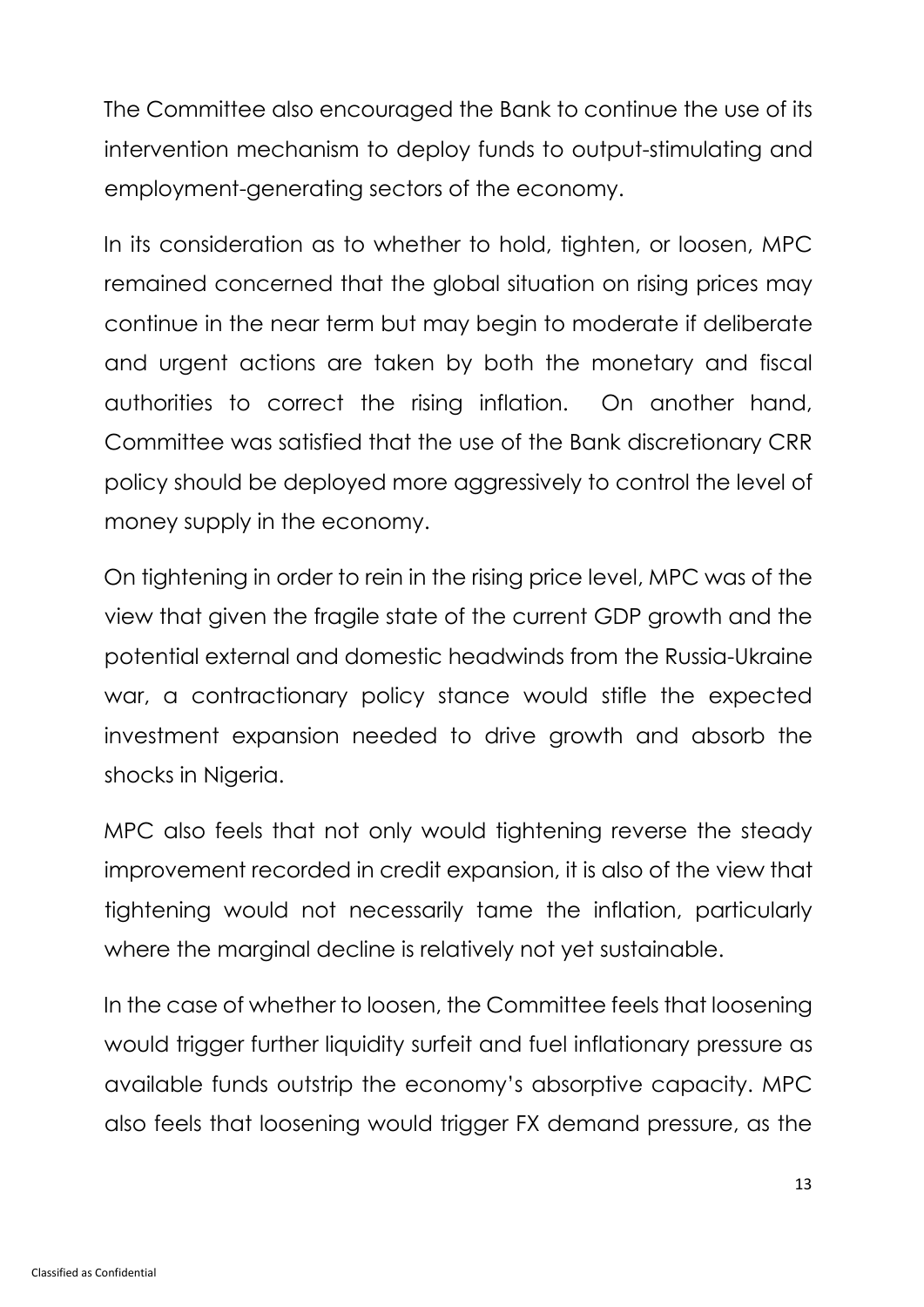The Committee also encouraged the Bank to continue the use of its intervention mechanism to deploy funds to output-stimulating and employment-generating sectors of the economy.

In its consideration as to whether to hold, tighten, or loosen, MPC remained concerned that the global situation on rising prices may continue in the near term but may begin to moderate if deliberate and urgent actions are taken by both the monetary and fiscal authorities to correct the rising inflation. On another hand, Committee was satisfied that the use of the Bank discretionary CRR policy should be deployed more aggressively to control the level of money supply in the economy.

On tightening in order to rein in the rising price level, MPC was of the view that given the fragile state of the current GDP growth and the potential external and domestic headwinds from the Russia-Ukraine war, a contractionary policy stance would stifle the expected investment expansion needed to drive growth and absorb the shocks in Nigeria.

MPC also feels that not only would tightening reverse the steady improvement recorded in credit expansion, it is also of the view that tightening would not necessarily tame the inflation, particularly where the marginal decline is relatively not yet sustainable.

In the case of whether to loosen, the Committee feels that loosening would trigger further liquidity surfeit and fuel inflationary pressure as available funds outstrip the economy's absorptive capacity. MPC also feels that loosening would trigger FX demand pressure, as the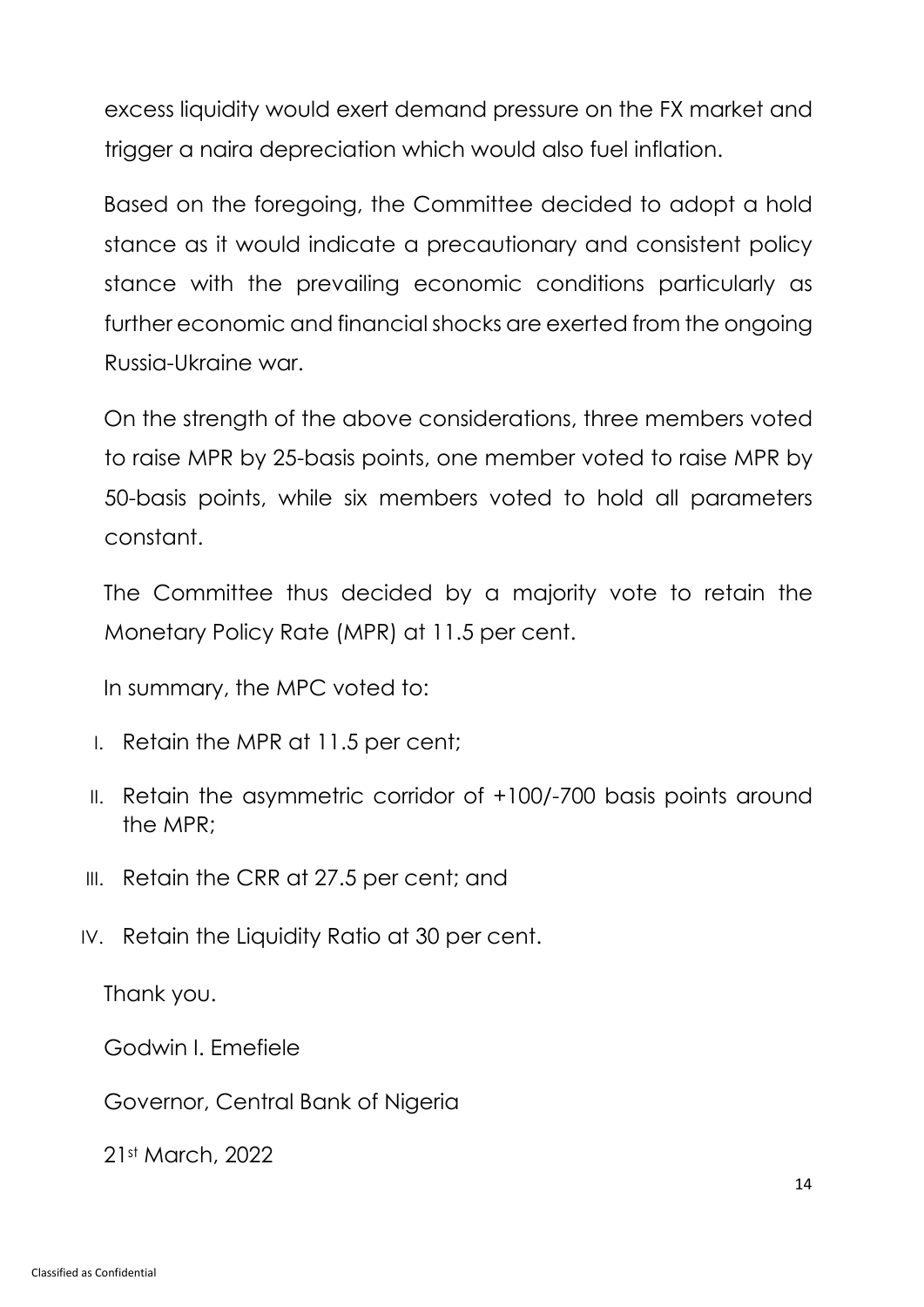excess liquidity would exert demand pressure on the FX market and trigger a naira depreciation which would also fuel inflation.

Based on the foregoing, the Committee decided to adopt a hold stance as it would indicate a precautionary and consistent policy stance with the prevailing economic conditions particularly as further economic and financial shocks are exerted from the ongoing Russia-Ukraine war.

On the strength of the above considerations, three members voted to raise MPR by 25-basis points, one member voted to raise MPR by 50-basis points, while six members voted to hold all parameters constant.

The Committee thus decided by a majority vote to retain the Monetary Policy Rate (MPR) at 11.5 per cent.

In summary, the MPC voted to:

I. Retain the MPR at 11.5 per cent;

II. Retain the asymmetric corridor of +100/-700 basis points around the MPR;

III. Retain the CRR at 27.5 per cent; and

IV. Retain the Liquidity Ratio at 30 per cent.

Thank you.

Godwin I. Emefiele

Governor, Central Bank of Nigeria

21st March, 2022